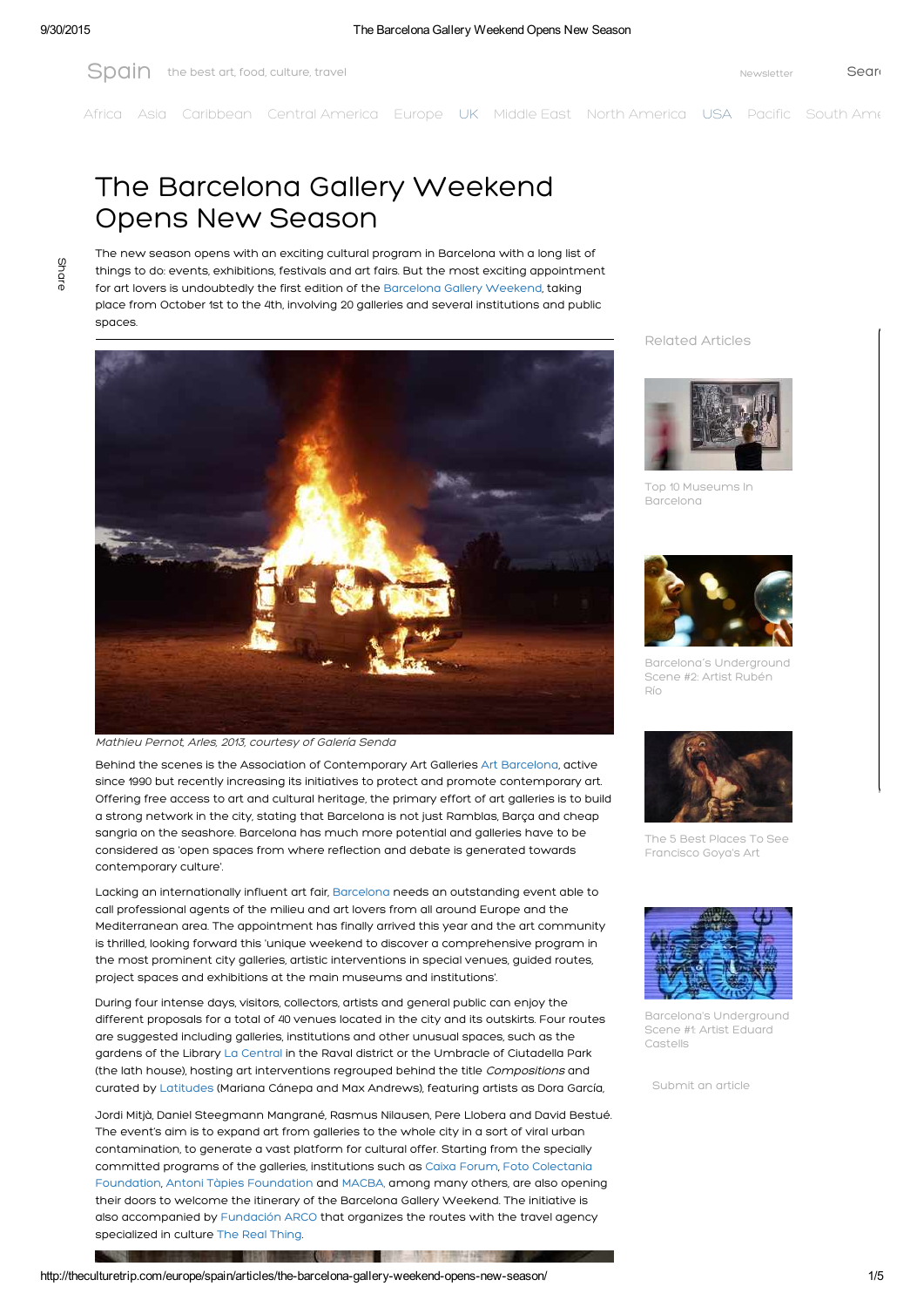# The Barcelona Gallery Weekend Opens New Season

The new season opens with an exciting cultural program in Barcelona with a long list of things to do: events, exhibitions, festivals and art fairs. But the most exciting appointment for art lovers is undoubtedly the first edition of the Barcelona Gallery Weekend, taking place from October 1st to the 4th, involving 20 galleries and several institutions and public spaces.

*Mathieu Pernot, Arles, 2013, courtesy of Galería Senda*

Behind the scenes is the Association of Contemporary Art Galleries Art Barcelona, active since 1990 but recently increasing its initiatives to protect and promote contemporary art. Offering free access to art and cultural heritage, the primary effort of art galleries is to build a strong network in the city, stating that Barcelona is not just Ramblas, Barça and cheap sangria on the seashore. Barcelona has much more potential and galleries have to be considered as 'open spaces from where reflection and debate is generated towards contemporary culture'.

Lacking an internationally influent art fair, Barcelona needs an outstanding event able to call professional agents of the milieu and art lovers from all around Europe and the Mediterranean area. The appointment has finally arrived this year and the art community is thrilled, looking forward this 'unique weekend to discover a comprehensive program in the most prominent city galleries, artistic interventions in special venues, guided routes, project spaces and exhibitions at the main museums and institutions'.

During four intense days, visitors, collectors, artists and general public can enjoy the different proposals for a total of 40 venues located in the city and its outskirts. Four routes are suggested including galleries, institutions and other unusual spaces, such as the gardens of the Library La Central in the Raval district or the Umbracle of Ciutadella Park (the lath house), hosting art interventions regrouped behind the title *Compositions* and curated by Latitudes (Mariana Cánepa and Max Andrews), featuring artists as Dora García, Jordi Mitjà, Daniel Steegmann Mangrané, Rasmus Nilausen, Pere Llobera and David Bestué. The event's aim is to expand art from galleries to the whole city in a sort of viral urban contamination, to generate a vast platform for cultural offer. Starting from the specially committed programs of the galleries, institutions such as Caixa Forum, Foto Colectania Foundation, Antoni Tàpies Foundation and MACBA, among many others, are also opening their doors to welcome the itinerary of the Barcelona Gallery Weekend. The initiative is also accompanied by Fundación ARCO that organizes the routes with the travel agency specialized in culture The Real Thing.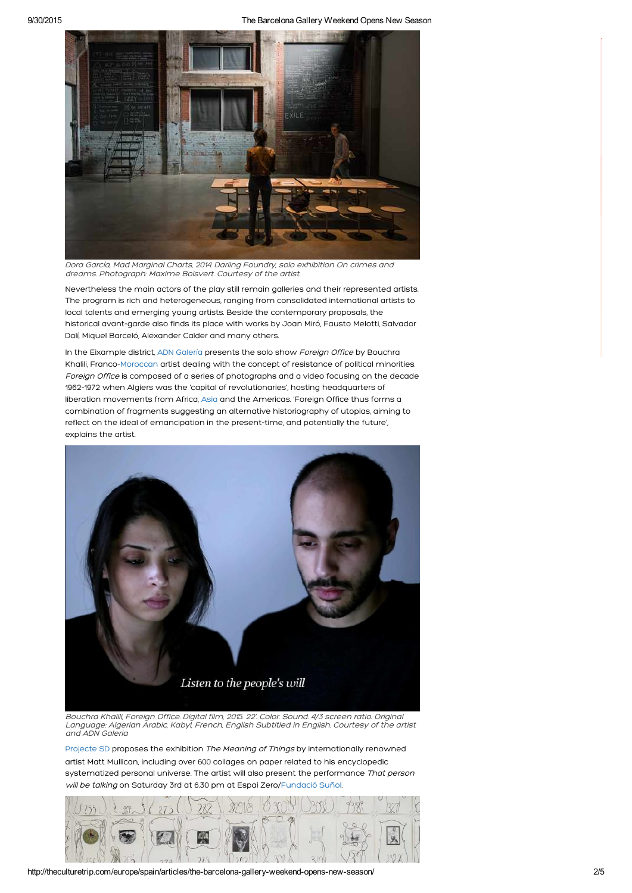*Dora García, Mad Marginal Charts, 2014. Darling Foundry, solo exhibition On crimes and dreams. Photograph: Maxime Boisvert. Courtesy of the artist.*

Nevertheless the main actors of the play still remain galleries and their represented artists. The program is rich and heterogeneous, ranging from consolidated international artists to local talents and emerging young artists. Beside the contemporary proposals, the historical avant-garde also finds its place with works by Joan Miró, Fausto Melotti, Salvador Dalí, Miquel Barceló, Alexander Calder and many others.

In the Eixample district, ADN Galería presents the solo show *Foreign Office* by Bouchra Khalili, Franco-Moroccan artist dealing with the concept of resistance of political minorities. *Foreign Office* is composed of a series of photographs and a video focusing on the decade 1962-1972 when Algiers was the 'capital of revolutionaries', hosting headquarters of liberation movements from Africa, Asia and the Americas. 'Foreign Office thus forms a combination of fragments suggesting an alternative historiography of utopias, aiming to reflect on the ideal of emancipation in the present-time, and potentially the future', explains the artist.

*Bouchra Khalili, Foreign Office. Digital film, 2015. 22'. Color. Sound. 4/3 screen ratio. Original Language: Algerian Arabic, Kabyl, French, English Subtitled in English. Courtesy of the artist and ADN Galeria*

Projecte SD proposes the exhibition *The Meaning of Things* by internationally renowned artist Matt Mullican, including over 600 collages on paper related to his encyclopedic systematized personal universe. The artist will also present the performance *That person will be talking* on Saturday 3rd at 6.30 pm at Espai Zero/Fundació Suñol.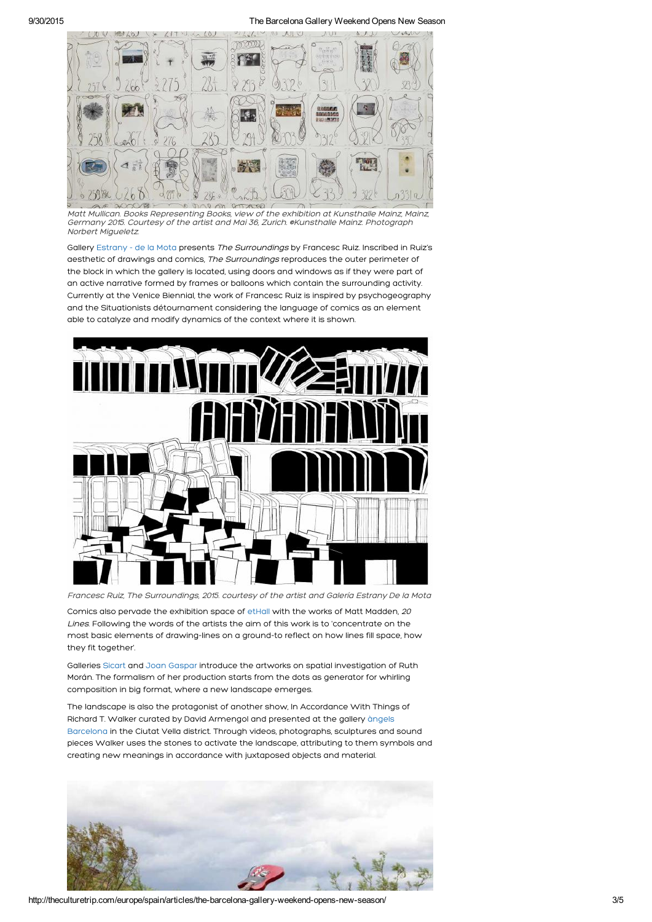*Matt Mullican. Books Representing Books, view of the exhibition at Kunsthalle Mainz, Mainz, Germany 2015. Courtesy of the artist and Mai 36, Zurich. ©Kunsthalle Mainz. Photograph Norbert Migueletz.*

Gallery Estrany - de la Mota presents *The Surroundings* by Francesc Ruiz. Inscribed in Ruiz's aesthetic of drawings and comics, *The Surroundings* reproduces the outer perimeter of the block in which the gallery is located, using doors and windows as if they were part of an active narrative formed by frames or balloons which contain the surrounding activity. Currently at the Venice Biennial, the work of Francesc Ruiz is inspired by psychogeography and the Situationists détournament considering the language of comics as an element able to catalyze and modify dynamics of the context where it is shown.

*Francesc Ruiz, The Surroundings, 2015. courtesy of the artist and Galería Estrany De la Mota*

Comics also pervade the exhibition space of etHall with the works of Matt Madden, *20 Lines*. Following the words of the artists the aim of this work is to 'concentrate on the most basic elements of drawing-lines on a ground-to reflect on how lines fill space, how they fit together'.

Galleries Sicart and Joan Gaspar introduce the artworks on spatial investigation of Ruth Morán. The formalism of her production starts from the dots as generator for whirling composition in big format, where a new landscape emerges.

The landscape is also the protagonist of another show, In Accordance With Things of Richard T. Walker curated by David Armengol and presented at the gallery àngels Barcelona in the Ciutat Vella district. Through videos, photographs, sculptures and sound pieces Walker uses the stones to activate the landscape, attributing to them symbols and creating new meanings in accordance with juxtaposed objects and material.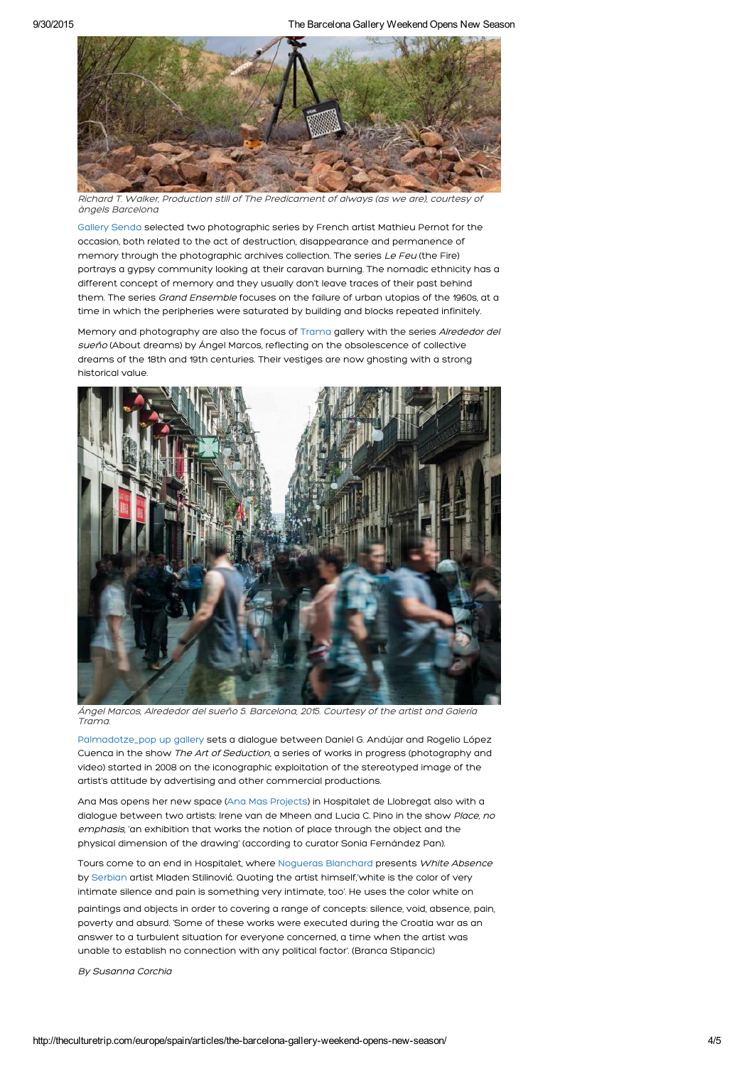*Richard T. Walker, Production still of The Predicament of always (as we are), courtesy of àngels Barcelona*

Gallery Senda selected two photographic series by French artist Mathieu Pernot for the occasion, both related to the act of destruction, disappearance and permanence of memory through the photographic archives collection. The series *Le Feu* (the Fire) portrays a gypsy community looking at their caravan burning. The nomadic ethnicity has a different concept of memory and they usually don't leave traces of their past behind them. The series *Grand Ensemble* focuses on the failure of urban utopias of the 1960s, at a time in which the peripheries were saturated by building and blocks repeated infinitely.

Memory and photography are also the focus of Trama gallery with the series *Alrededor del sueño* (About dreams) by Ángel Marcos, reflecting on the obsolescence of collective dreams of the 18th and 19th centuries. Their vestiges are now ghosting with a strong historical value.

*Ángel Marcos, Alrededor del sueño 5. Barcelona, 2015. Courtesy of the artist and Galería Trama.*

Palmadotze_pop up gallery sets a dialogue between Daniel G. Andújar and Rogelio López Cuenca in the show *The Art of Seduction*, a series of works in progress (photography and video) started in 2008 on the iconographic exploitation of the stereotyped image of the artist's attitude by advertising and other commercial productions.

Ana Mas opens her new space (Ana Mas Projects) in Hospitalet de Llobregat also with a dialogue between two artists: Irene van de Mheen and Lucia C. Pino in the show *Place, no emphasis*, 'an exhibition that works the notion of place through the object and the physical dimension of the drawing' (according to curator Sonia Fernández Pan).

Tours come to an end in Hospitalet, where Nogueras Blanchard presents *White Absence* by Serbian artist Mladen Stilinović. Quoting the artist himself,'white is the color of very intimate silence and pain is something very intimate, too'. He uses the color white on paintings and objects in order to covering a range of concepts: silence, void, absence, pain, poverty and absurd. 'Some of these works were executed during the Croatia war as an answer to a turbulent situation for everyone concerned, a time when the artist was unable to establish no connection with any political factor'. (Branca Stipancic)

*By Susanna Corchia*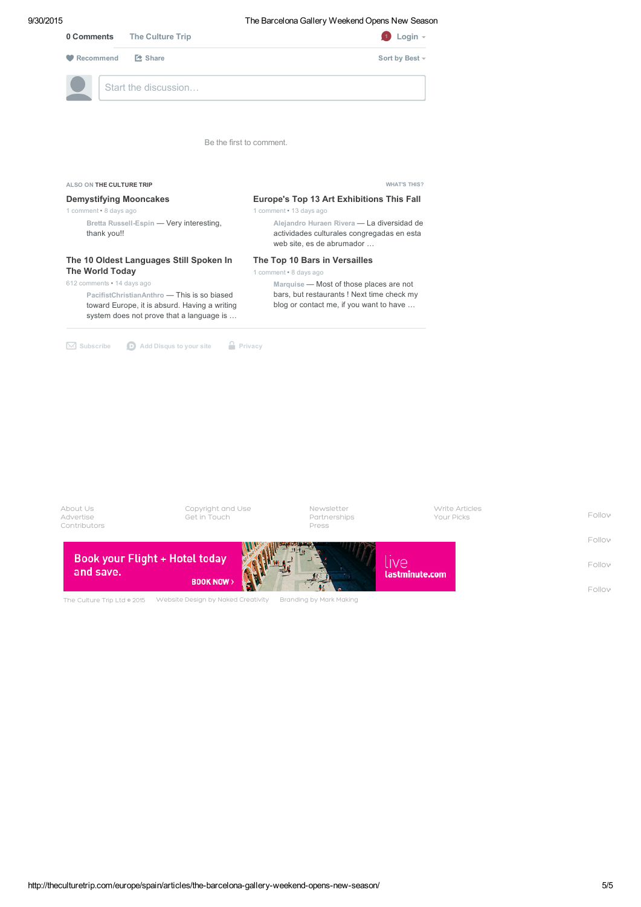0 Comments **The Culture Trip** Login

Recommend Share Sort by Best

Start the discussion…

Be the first to comment.

ALSO ON **THE CULTURE TRIP** WHAT'S THIS?

**Demystifying Mooncakes**

1 comment • 8 days ago

Bretta Russell-Espin — Very interesting, thank you!!

**Europe's Top 13 Art Exhibitions This Fall**

1 comment • 13 days ago

Alejandro Huraen Rivera — La diversidad de actividades culturales congregadas en esta web site, es de abrumador …

**The 10 Oldest Languages Still Spoken In The World Today**

612 comments • 14 days ago

PacifistChristianAnthro — This is so biased toward Europe, it is absurd. Having a writing system does not prove that a language is …

**The Top 10 Bars in Versailles**

1 comment • 8 days ago

Marquise — Most of those places are not bars, but restaurants ! Next time check my blog or contact me, if you want to have …

Subscribe Add Disqus to your site Privacy

About Us
Advertise
Contributors

Copyright and Use
Get in Touch

Newsletter
Partnerships
Press

Write Articles
Your Picks

Follow
Follow
Follow
Follow

Book your Flight + Hotel today and save. BOOK NOW › live lastminute.com

The Culture Trip Ltd © 2015 Website Design by Naked Creativity Branding by Mark Making